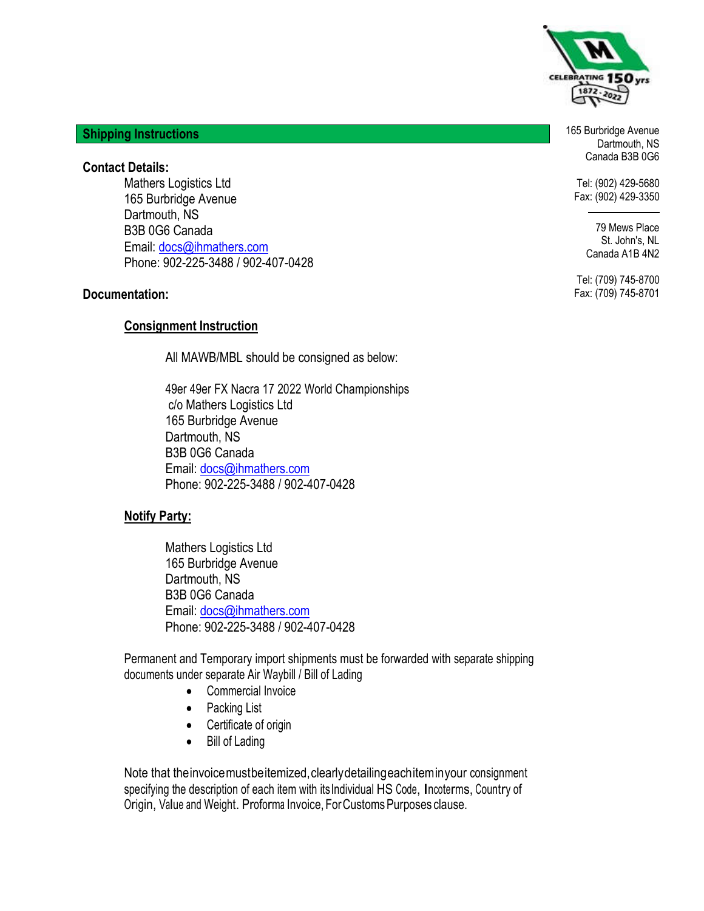165 Burbridge Avenue
Dartmouth, NS
Canada B3B 0G6

Tel: (902) 429-5680
Fax: (902) 429-3350

79 Mews Place
St. John's, NL
Canada A1B 4N2

Tel: (709) 745-8700
Fax: (709) 745-8701

## Shipping Instructions

**Contact Details:**

Mathers Logistics Ltd
165 Burbridge Avenue
Dartmouth, NS
B3B 0G6 Canada
Email: docs@ihmathers.com
Phone: 902-225-3488 / 902-407-0428

**Documentation:**

**Consignment Instruction**

All MAWB/MBL should be consigned as below:

49er 49er FX Nacra 17 2022 World Championships
c/o Mathers Logistics Ltd
165 Burbridge Avenue
Dartmouth, NS
B3B 0G6 Canada
Email: docs@ihmathers.com
Phone: 902-225-3488 / 902-407-0428

**Notify Party:**

Mathers Logistics Ltd
165 Burbridge Avenue
Dartmouth, NS
B3B 0G6 Canada
Email: docs@ihmathers.com
Phone: 902-225-3488 / 902-407-0428

Permanent and Temporary import shipments must be forwarded with separate shipping documents under separate Air Waybill / Bill of Lading

- Commercial Invoice
- Packing List
- Certificate of origin
- Bill of Lading

Note that the invoice must be itemized, clearly detailing each item in your consignment specifying the description of each item with its Individual HS Code, Incoterms, Country of Origin, Value and Weight. Proforma Invoice, For Customs Purposes clause.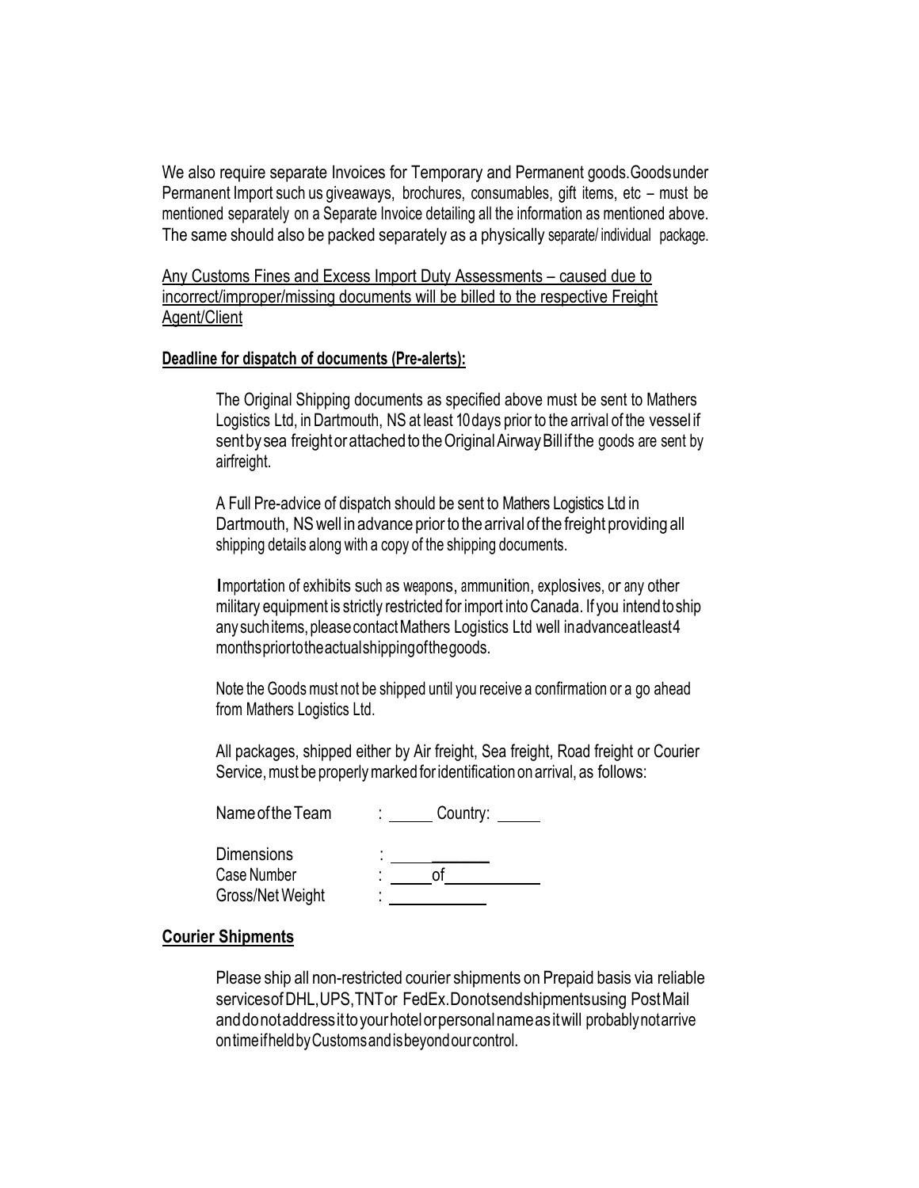We also require separate Invoices for Temporary and Permanent goods. Goods under Permanent Import such us giveaways, brochures, consumables, gift items, etc – must be mentioned separately on a Separate Invoice detailing all the information as mentioned above. The same should also be packed separately as a physically separate/ individual package.

<u>Any Customs Fines and Excess Import Duty Assessments – caused due to incorrect/improper/missing documents will be billed to the respective Freight Agent/Client</u>

**<u>Deadline for dispatch of documents (Pre-alerts):</u>**

The Original Shipping documents as specified above must be sent to Mathers Logistics Ltd, in Dartmouth, NS at least 10 days prior to the arrival of the vessel if sent by sea freight or attached to the Original Airway Bill if the goods are sent by airfreight.

A Full Pre-advice of dispatch should be sent to Mathers Logistics Ltd in Dartmouth, NS well in advance prior to the arrival of the freight providing all shipping details along with a copy of the shipping documents.

Importation of exhibits such as weapons, ammunition, explosives, or any other military equipment is strictly restricted for import into Canada. If you intend to ship any such items, please contact Mathers Logistics Ltd well in advance at least 4 months prior to the actual shipping of the goods.

Note the Goods must not be shipped until you receive a confirmation or a go ahead from Mathers Logistics Ltd.

All packages, shipped either by Air freight, Sea freight, Road freight or Courier Service, must be properly marked for identification on arrival, as follows:

Name of the Team : \_\_\_\_\_ Country: \_\_\_\_\_

Dimensions : \_\_\_\_\_\_\_\_\_\_\_
Case Number : \_\_\_\_\_ of \_\_\_\_\_\_\_\_\_\_\_
Gross/Net Weight : \_\_\_\_\_\_\_\_\_\_\_

**<u>Courier Shipments</u>**

Please ship all non-restricted courier shipments on Prepaid basis via reliable services of DHL, UPS, TNT or FedEx. Do not send shipments using Post Mail and do not address it to your hotel or personal name as it will probably not arrive on time if held by Customs and is beyond our control.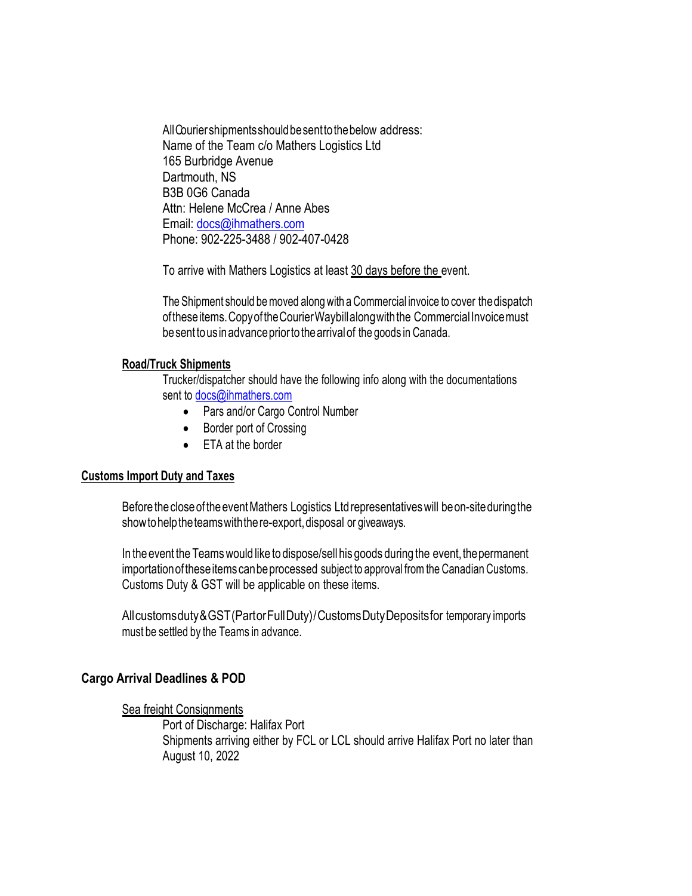All Courier shipments should be sent to the below address:
Name of the Team c/o Mathers Logistics Ltd
165 Burbridge Avenue
Dartmouth, NS
B3B 0G6 Canada
Attn: Helene McCrea / Anne Abes
Email: docs@ihmathers.com
Phone: 902-225-3488 / 902-407-0428

To arrive with Mathers Logistics at least 30 days before the event.

The Shipment should be moved along with a Commercial invoice to cover the dispatch of these items. Copy of the Courier Waybill along with the Commercial Invoice must be sent to us in advance prior to the arrival of the goods in Canada.

**Road/Truck Shipments**

Trucker/dispatcher should have the following info along with the documentations sent to docs@ihmathers.com

- Pars and/or Cargo Control Number
- Border port of Crossing
- ETA at the border

## Customs Import Duty and Taxes

Before the close of the event Mathers Logistics Ltd representatives will be on-site during the show to help the teams with the re-export, disposal or giveaways.

In the event the Teams would like to dispose/sell his goods during the event, the permanent importation of these items can be processed subject to approval from the Canadian Customs. Customs Duty & GST will be applicable on these items.

All customs duty & GST (Part or Full Duty) / Customs Duty Deposits for temporary imports must be settled by the Teams in advance.

## Cargo Arrival Deadlines & POD

Sea freight Consignments

Port of Discharge: Halifax Port
Shipments arriving either by FCL or LCL should arrive Halifax Port no later than August 10, 2022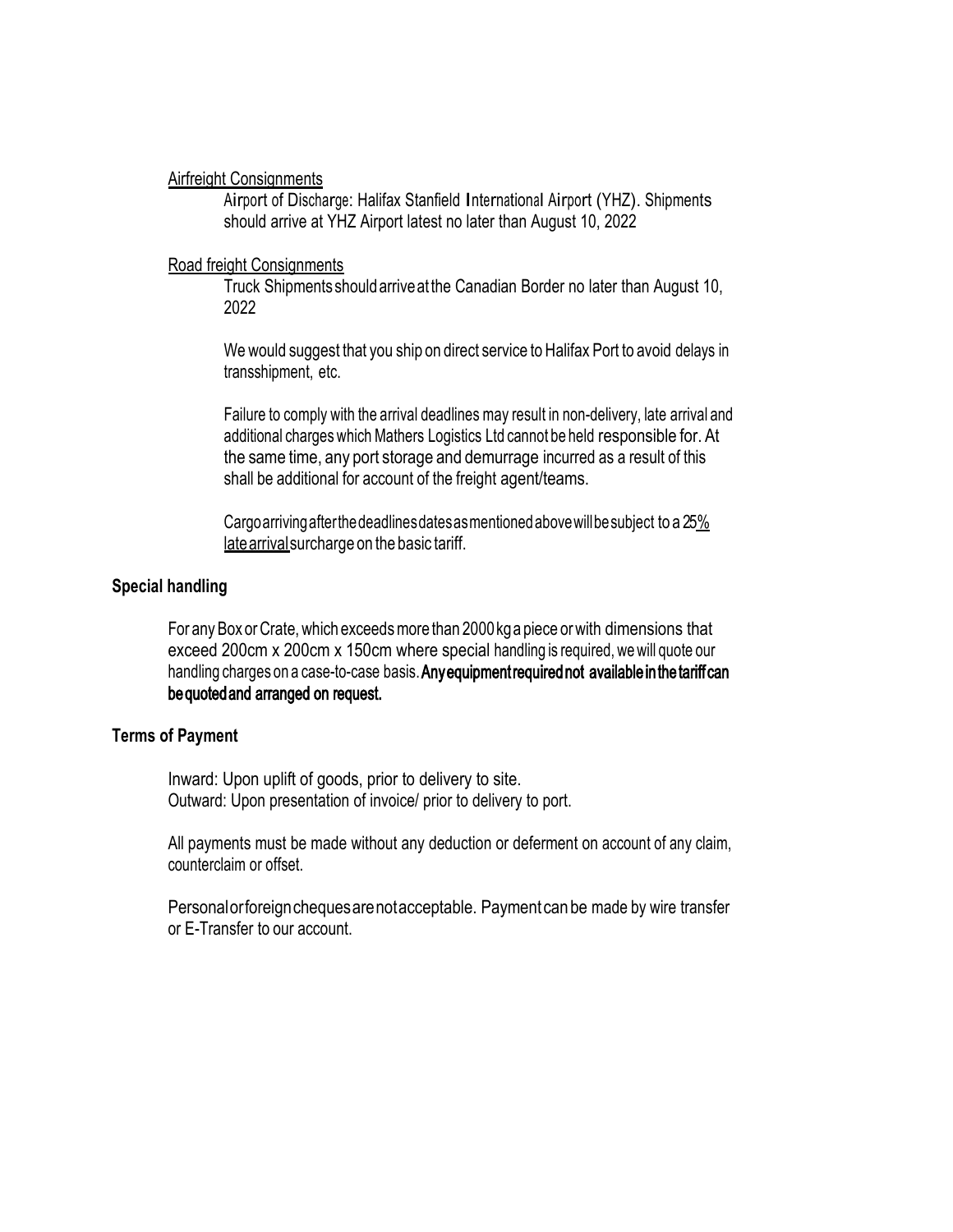Airfreight Consignments

Airport of Discharge: Halifax Stanfield International Airport (YHZ). Shipments should arrive at YHZ Airport latest no later than August 10, 2022

Road freight Consignments

Truck Shipments should arrive at the Canadian Border no later than August 10, 2022

We would suggest that you ship on direct service to Halifax Port to avoid delays in transshipment, etc.

Failure to comply with the arrival deadlines may result in non-delivery, late arrival and additional charges which Mathers Logistics Ltd cannot be held responsible for. At the same time, any port storage and demurrage incurred as a result of this shall be additional for account of the freight agent/teams.

Cargo arriving after the deadlines dates as mentioned above will be subject to a 25% late arrival surcharge on the basic tariff.

**Special handling**

For any Box or Crate, which exceeds more than 2000 kg a piece or with dimensions that exceed 200cm x 200cm x 150cm where special handling is required, we will quote our handling charges on a case-to-case basis. **Any equipment required not available in the tariff can be quoted and arranged on request.**

**Terms of Payment**

Inward: Upon uplift of goods, prior to delivery to site.
Outward: Upon presentation of invoice/ prior to delivery to port.

All payments must be made without any deduction or deferment on account of any claim, counterclaim or offset.

Personal or foreign cheques are not acceptable. Payment can be made by wire transfer or E-Transfer to our account.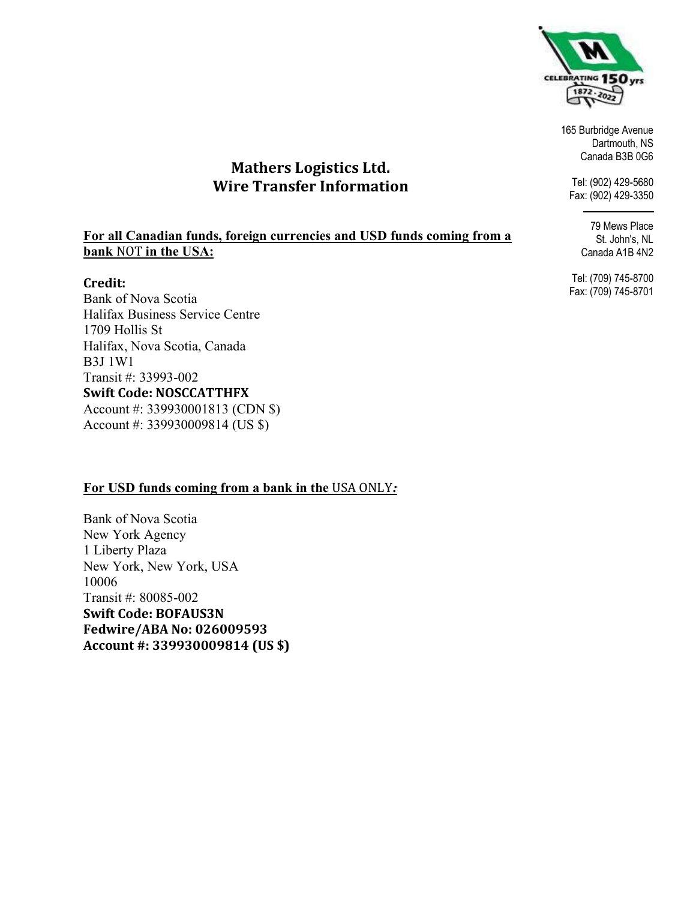165 Burbridge Avenue
Dartmouth, NS
Canada B3B 0G6

Tel: (902) 429-5680
Fax: (902) 429-3350

79 Mews Place
St. John's, NL
Canada A1B 4N2

Tel: (709) 745-8700
Fax: (709) 745-8701

# Mathers Logistics Ltd.
# Wire Transfer Information

**For all Canadian funds, foreign currencies and USD funds coming from a bank NOT in the USA:**

**Credit:**
Bank of Nova Scotia
Halifax Business Service Centre
1709 Hollis St
Halifax, Nova Scotia, Canada
B3J 1W1
Transit #: 33993-002
**Swift Code: NOSCCATTHFX**
Account #: 339930001813 (CDN $)
Account #: 339930009814 (US $)

**For USD funds coming from a bank in the USA ONLY:**

Bank of Nova Scotia
New York Agency
1 Liberty Plaza
New York, New York, USA
10006
Transit #: 80085-002
**Swift Code: BOFAUS3N**
**Fedwire/ABA No: 026009593**
**Account #: 339930009814 (US $)**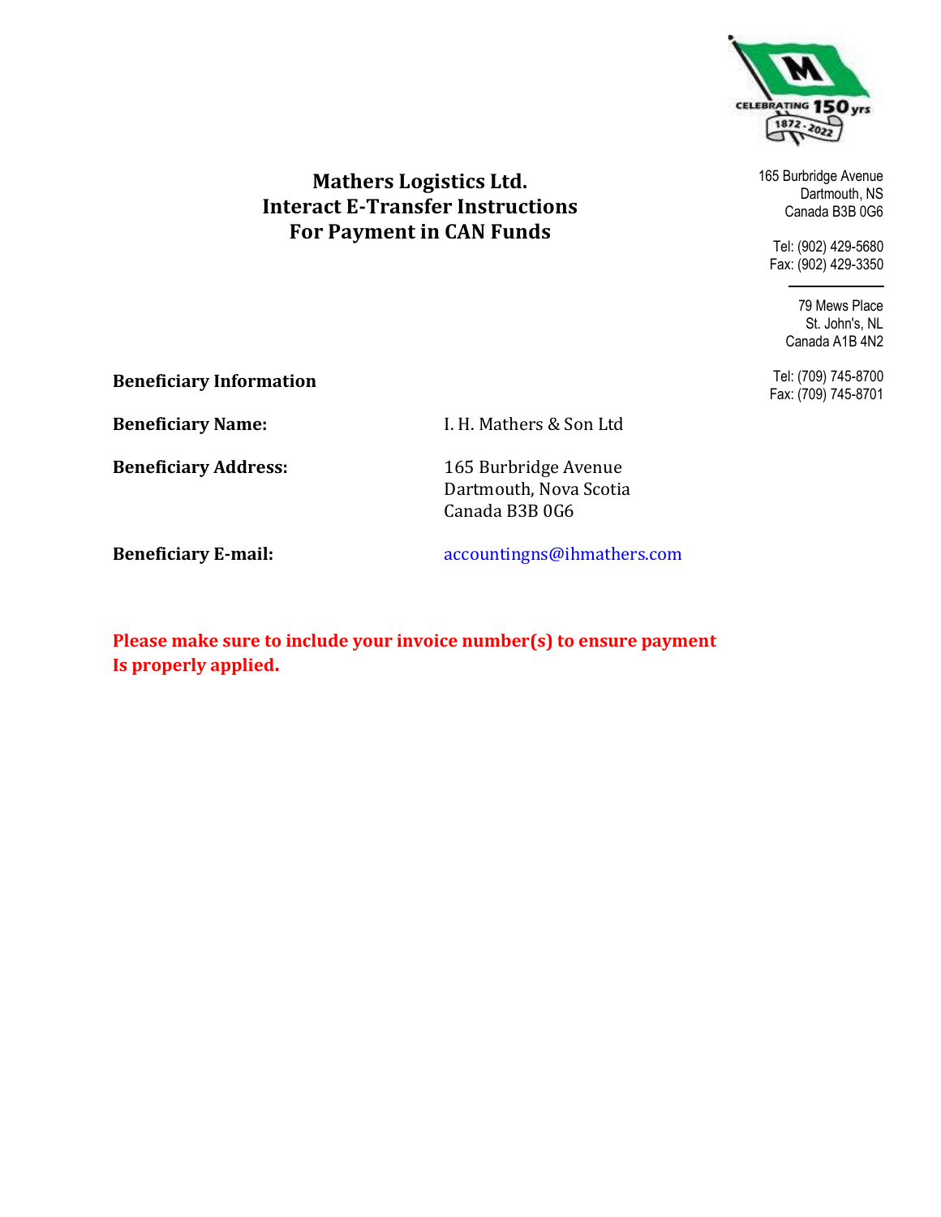CELEBRATING 150 yrs 1872 - 2022

165 Burbridge Avenue
Dartmouth, NS
Canada B3B 0G6

Tel: (902) 429-5680
Fax: (902) 429-3350

79 Mews Place
St. John's, NL
Canada A1B 4N2

Tel: (709) 745-8700
Fax: (709) 745-8701

# Mathers Logistics Ltd.
# Interact E-Transfer Instructions
# For Payment in CAN Funds

**Beneficiary Information**

**Beneficiary Name:** I. H. Mathers & Son Ltd

**Beneficiary Address:** 165 Burbridge Avenue
Dartmouth, Nova Scotia
Canada B3B 0G6

**Beneficiary E-mail:** accountingns@ihmathers.com

**Please make sure to include your invoice number(s) to ensure payment Is properly applied.**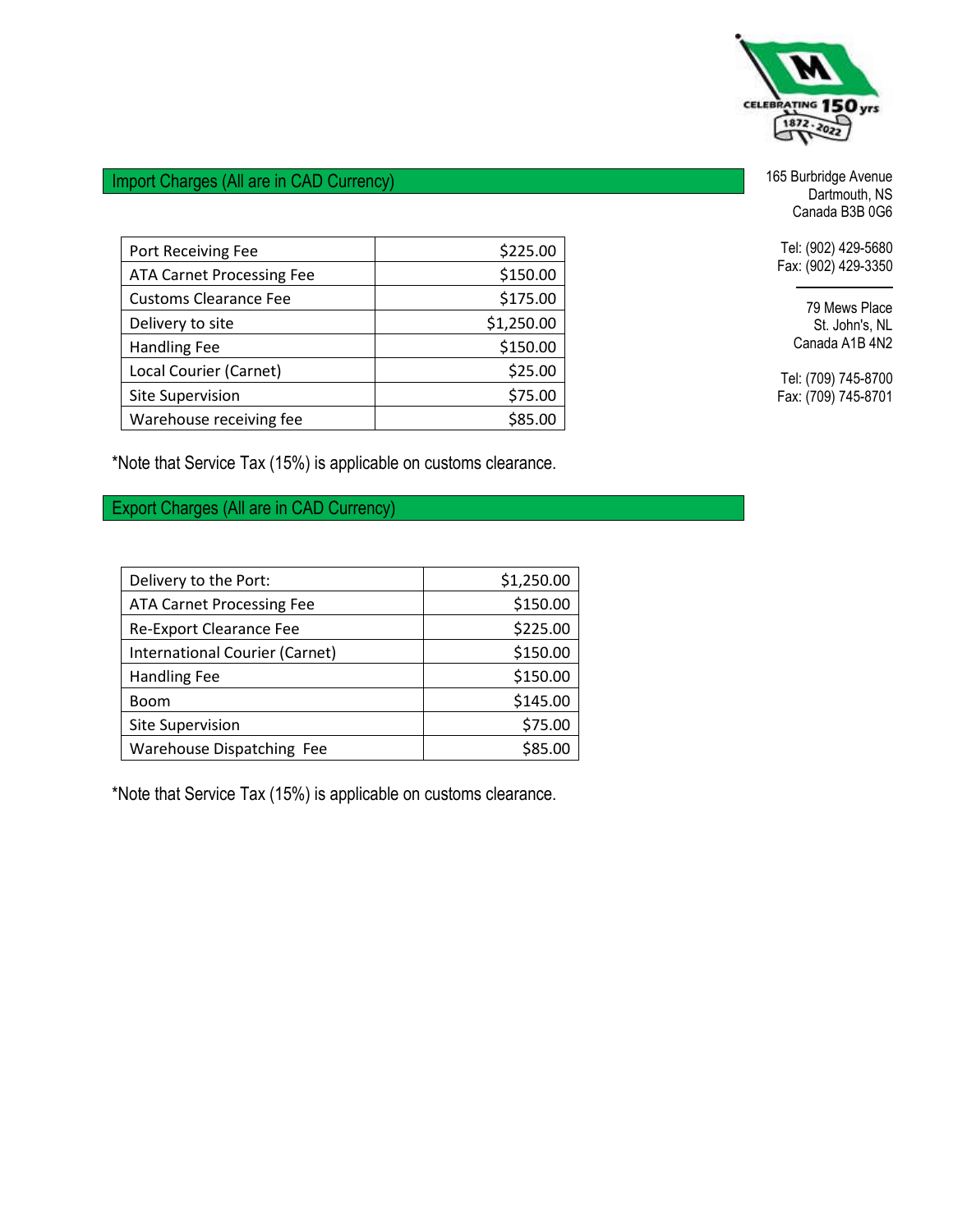165 Burbridge Avenue
Dartmouth, NS
Canada B3B 0G6

Tel: (902) 429-5680
Fax: (902) 429-3350

79 Mews Place
St. John's, NL
Canada A1B 4N2

Tel: (709) 745-8700
Fax: (709) 745-8701

## Import Charges (All are in CAD Currency)

| | |
|---|---:|
| Port Receiving Fee | $225.00 |
| ATA Carnet Processing Fee | $150.00 |
| Customs Clearance Fee | $175.00 |
| Delivery to site | $1,250.00 |
| Handling Fee | $150.00 |
| Local Courier (Carnet) | $25.00 |
| Site Supervision | $75.00 |
| Warehouse receiving fee | $85.00 |

*Note that Service Tax (15%) is applicable on customs clearance.

## Export Charges (All are in CAD Currency)

| | |
|---|---:|
| Delivery to the Port: | $1,250.00 |
| ATA Carnet Processing Fee | $150.00 |
| Re-Export Clearance Fee | $225.00 |
| International Courier (Carnet) | $150.00 |
| Handling Fee | $150.00 |
| Boom | $145.00 |
| Site Supervision | $75.00 |
| Warehouse Dispatching Fee | $85.00 |

*Note that Service Tax (15%) is applicable on customs clearance.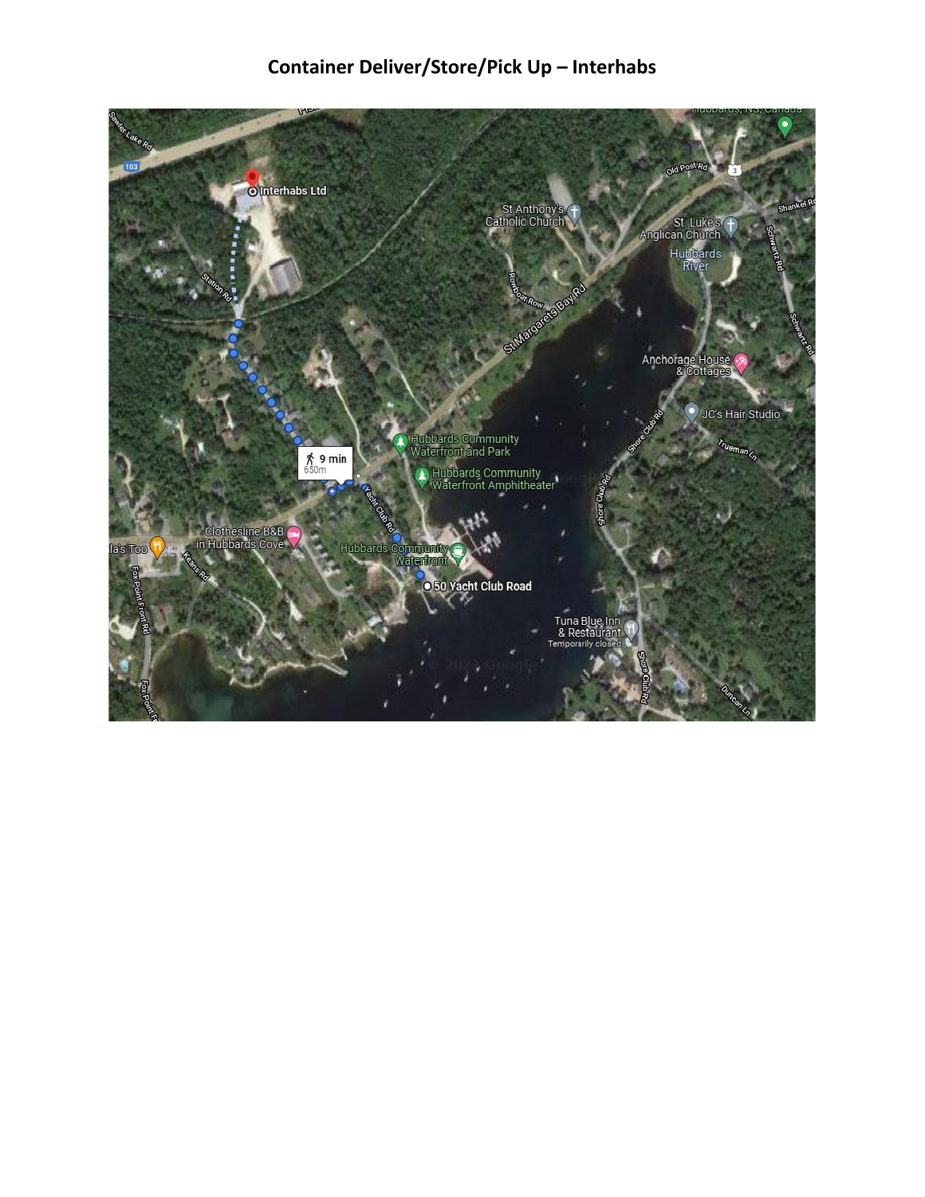# Container Deliver/Store/Pick Up – Interhabs

Interhabs Ltd

Station Rd

St Anthony's Catholic Church

St. Luke's Anglican Church

Hubbards River

Old Post Rd

Shankel Rd

Schwartz Rd

Rowboat Row

St Margarets Bay Rd

Anchorage House & Cottages

JC's Hair Studio

Hubbards Community Waterfront and Park

Hubbards Community Waterfront Amphitheater

9 min
650m

Yacht Club Rd

Shore Club Rd

Trueman Ln

Clothesline B&B in Hubbards Cove

Hubbards Community Waterfront

50 Yacht Club Road

Keans Rd

Fox Point Front Rd

Tuna Blue Inn & Restaurant
Temporarily closed

Duncan Ln

Sawler Lake Rd

103

3

Hubbards, NS, Canada